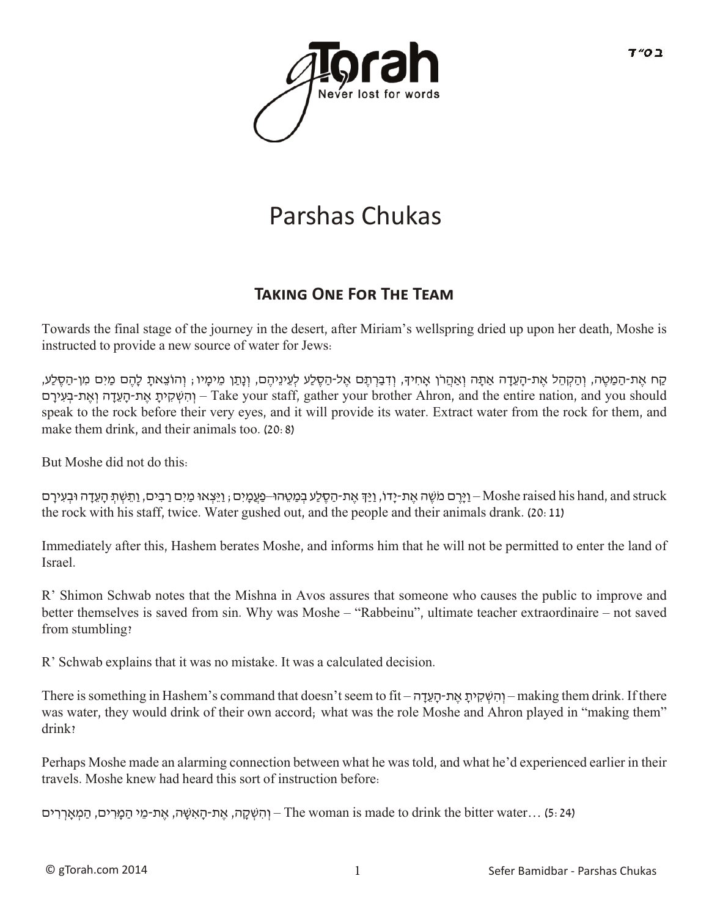ב״ה

gTorah — Never lost for words

# Parshas Chukas

## Taking One For The Team

Towards the final stage of the journey in the desert, after Miriam's wellspring dried up upon her death, Moshe is instructed to provide a new source of water for Jews:

קַח אֶת-הַמַּטֶּה, וְהַקְהֵל אֶת-הָעֵדָה אַתָּה וְאַהֲרֹן אָחִיךָ, וְדִבַּרְתֶּם אֶל-הַסֶּלַע לְעֵינֵיהֶם, וְנָתַן מֵימָיו; וְהוֹצֵאתָ לָהֶם מַיִם מִן-הַסֶּלַע, וְהִשְׁקִיתָ אֶת-הָעֵדָה וְאֶת-בְּעִירָם – Take your staff, gather your brother Ahron, and the entire nation, and you should speak to the rock before their very eyes, and it will provide its water. Extract water from the rock for them, and make them drink, and their animals too. (20:8)

But Moshe did not do this:

וַיָּרֶם מֹשֶׁה אֶת-יָדוֹ, וַיַּךְ אֶת-הַסֶּלַע בְּמַטֵּהוּ–פַּעֲמָיִם; וַיֵּצְאוּ מַיִם רַבִּים, וַתֵּשְׁתְּ הָעֵדָה וּבְעִירָם – Moshe raised his hand, and struck the rock with his staff, twice. Water gushed out, and the people and their animals drank. (20:11)

Immediately after this, Hashem berates Moshe, and informs him that he will not be permitted to enter the land of Israel.

R' Shimon Schwab notes that the Mishna in Avos assures that someone who causes the public to improve and better themselves is saved from sin. Why was Moshe – "Rabbeinu", ultimate teacher extraordinaire – not saved from stumbling?

R' Schwab explains that it was no mistake. It was a calculated decision.

There is something in Hashem's command that doesn't seem to fit – וְהִשְׁקִיתָ אֶת-הָעֵדָה – making them drink. If there was water, they would drink of their own accord; what was the role Moshe and Ahron played in "making them" drink?

Perhaps Moshe made an alarming connection between what he was told, and what he'd experienced earlier in their travels. Moshe knew had heard this sort of instruction before:

וְהִשְׁקָה, אֶת-הָאִשָּׁה, אֶת-מֵי הַמָּרִים, הַמְאָרְרִים – The woman is made to drink the bitter water… (5:24)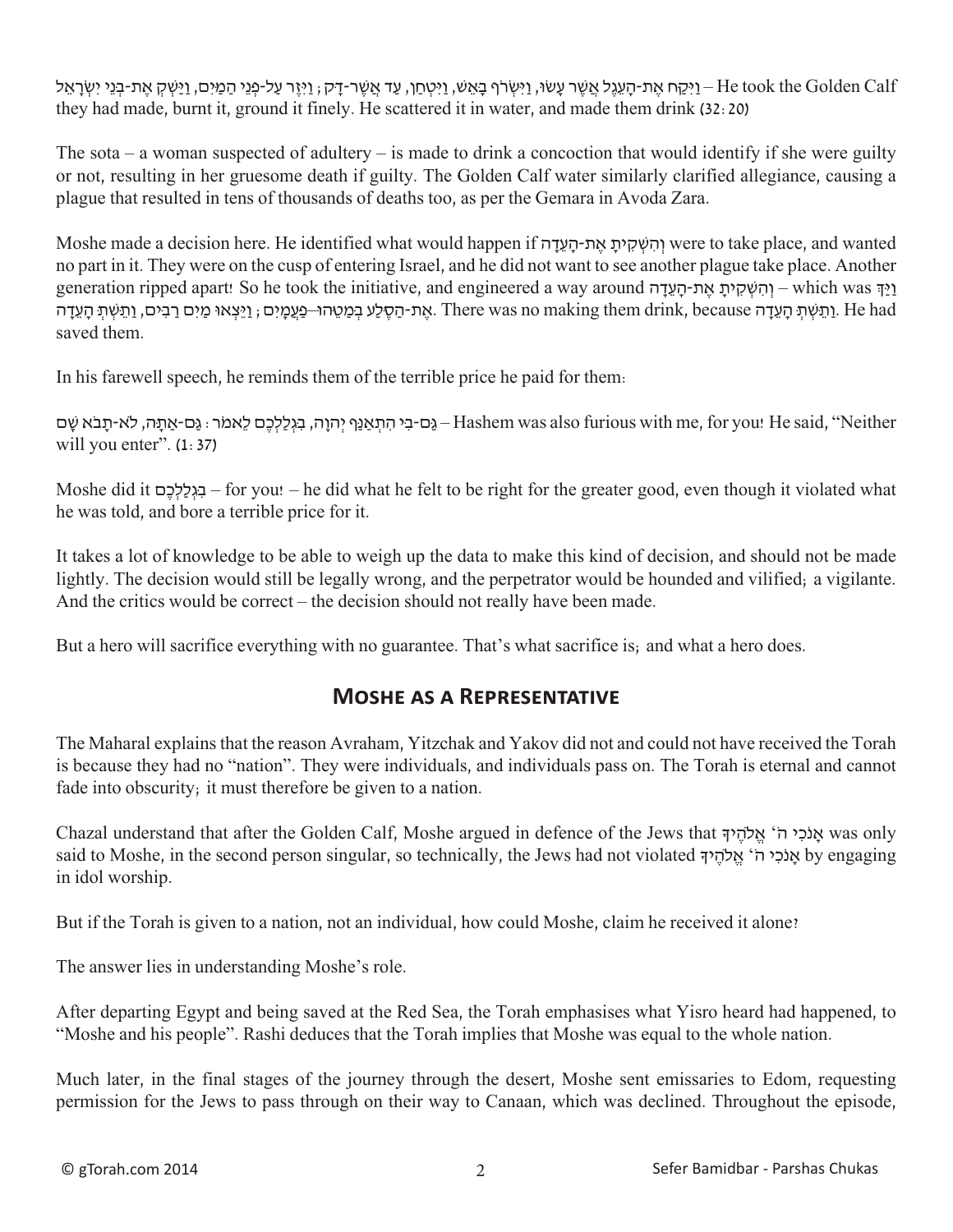וַיִּקַּח אֶת-הָעֵגֶל אֲשֶׁר עָשׂוּ, וַיִּשְׂרֹף בָּאֵשׁ, וַיִּטְחַן, עַד אֲשֶׁר-דָּק; וַיִּזֶר עַל-פְּנֵי הַמַּיִם, וַיַּשְׁקְ אֶת-בְּנֵי יִשְׂרָאֵל – He took the Golden Calf they had made, burnt it, ground it finely. He scattered it in water, and made them drink (32:20)

The sota – a woman suspected of adultery – is made to drink a concoction that would identify if she were guilty or not, resulting in her gruesome death if guilty. The Golden Calf water similarly clarified allegiance, causing a plague that resulted in tens of thousands of deaths too, as per the Gemara in Avoda Zara.

Moshe made a decision here. He identified what would happen if וְהִשְׁקִיתָ אֶת-הָעֵדָה were to take place, and wanted no part in it. They were on the cusp of entering Israel, and he did not want to see another plague take place. Another generation ripped apart! So he took the initiative, and engineered a way around וְהִשְׁקִיתָ אֶת-הָעֵדָה – which was וַיַּךְ אֶת-הַסֶּלַע בְּמַטֵּהוּ–פַּעֲמָיִם; וַיֵּצְאוּ מַיִם רַבִּים, וַתֵּשְׁתְּ הָעֵדָה. There was no making them drink, because וַתֵּשְׁתְּ הָעֵדָה. He had saved them.

In his farewell speech, he reminds them of the terrible price he paid for them:

גַּם-בִּי הִתְאַנַּף יְהוָה, בִּגְלַלְכֶם לֵאמֹר: גַּם-אַתָּה, לֹא-תָבֹא שָׁם – Hashem was also furious with me, for you! He said, "Neither will you enter". (1:37)

Moshe did it בִּגְלַלְכֶם – for you! – he did what he felt to be right for the greater good, even though it violated what he was told, and bore a terrible price for it.

It takes a lot of knowledge to be able to weigh up the data to make this kind of decision, and should not be made lightly. The decision would still be legally wrong, and the perpetrator would be hounded and vilified; a vigilante. And the critics would be correct – the decision should not really have been made.

But a hero will sacrifice everything with no guarantee. That's what sacrifice is; and what a hero does.

## Moshe as a Representative

The Maharal explains that the reason Avraham, Yitzchak and Yakov did not and could not have received the Torah is because they had no "nation". They were individuals, and individuals pass on. The Torah is eternal and cannot fade into obscurity; it must therefore be given to a nation.

Chazal understand that after the Golden Calf, Moshe argued in defence of the Jews that אָנֹכִי ה' אֱלֹהֶיךָ was only said to Moshe, in the second person singular, so technically, the Jews had not violated אָנֹכִי ה' אֱלֹהֶיךָ by engaging in idol worship.

But if the Torah is given to a nation, not an individual, how could Moshe, claim he received it alone?

The answer lies in understanding Moshe's role.

After departing Egypt and being saved at the Red Sea, the Torah emphasises what Yisro heard had happened, to "Moshe and his people". Rashi deduces that the Torah implies that Moshe was equal to the whole nation.

Much later, in the final stages of the journey through the desert, Moshe sent emissaries to Edom, requesting permission for the Jews to pass through on their way to Canaan, which was declined. Throughout the episode,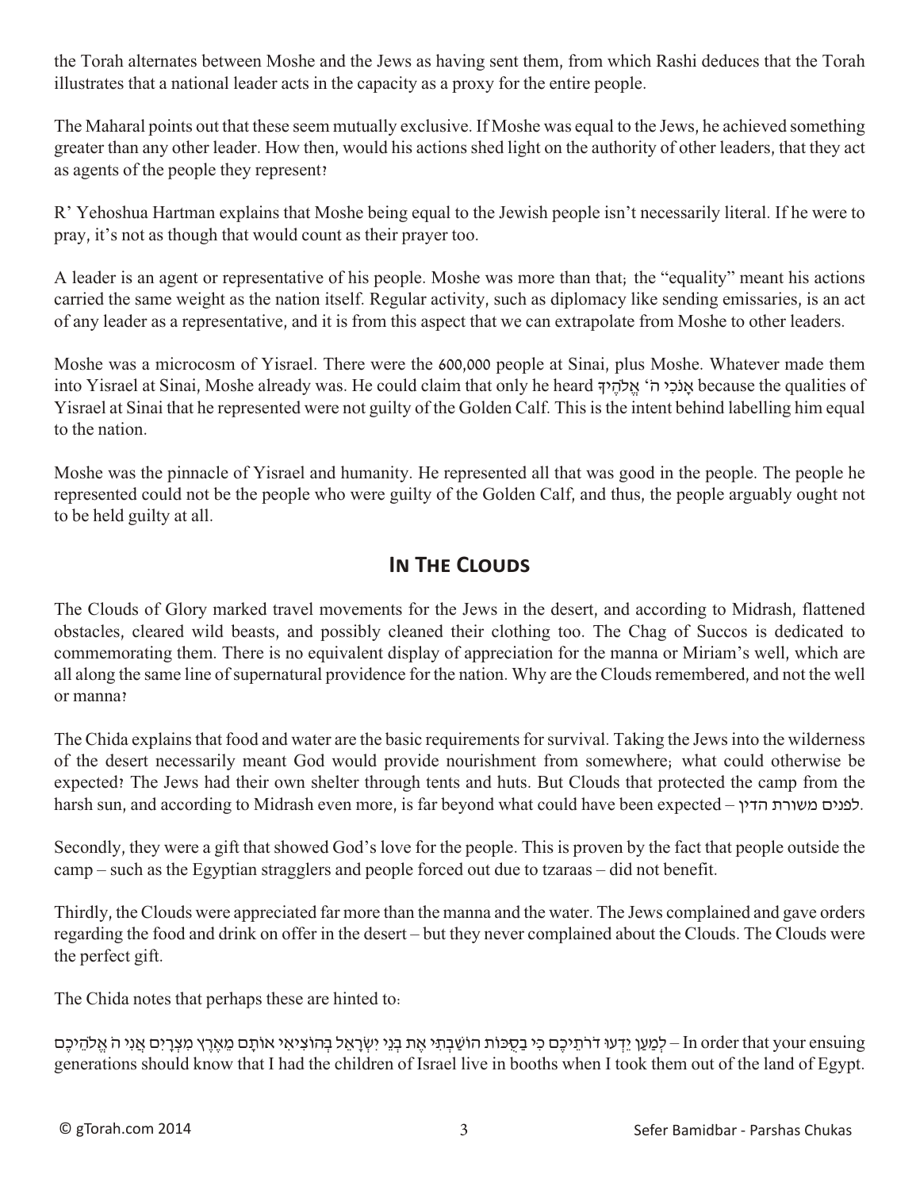the Torah alternates between Moshe and the Jews as having sent them, from which Rashi deduces that the Torah illustrates that a national leader acts in the capacity as a proxy for the entire people.

The Maharal points out that these seem mutually exclusive. If Moshe was equal to the Jews, he achieved something greater than any other leader. How then, would his actions shed light on the authority of other leaders, that they act as agents of the people they represent?

R' Yehoshua Hartman explains that Moshe being equal to the Jewish people isn't necessarily literal. If he were to pray, it's not as though that would count as their prayer too.

A leader is an agent or representative of his people. Moshe was more than that; the "equality" meant his actions carried the same weight as the nation itself. Regular activity, such as diplomacy like sending emissaries, is an act of any leader as a representative, and it is from this aspect that we can extrapolate from Moshe to other leaders.

Moshe was a microcosm of Yisrael. There were the 600,000 people at Sinai, plus Moshe. Whatever made them into Yisrael at Sinai, Moshe already was. He could claim that only he heard אָנֹכִי ה׳ אֱלֹהֶיךָ because the qualities of Yisrael at Sinai that he represented were not guilty of the Golden Calf. This is the intent behind labelling him equal to the nation.

Moshe was the pinnacle of Yisrael and humanity. He represented all that was good in the people. The people he represented could not be the people who were guilty of the Golden Calf, and thus, the people arguably ought not to be held guilty at all.

## In The Clouds

The Clouds of Glory marked travel movements for the Jews in the desert, and according to Midrash, flattened obstacles, cleared wild beasts, and possibly cleaned their clothing too. The Chag of Succos is dedicated to commemorating them. There is no equivalent display of appreciation for the manna or Miriam's well, which are all along the same line of supernatural providence for the nation. Why are the Clouds remembered, and not the well or manna?

The Chida explains that food and water are the basic requirements for survival. Taking the Jews into the wilderness of the desert necessarily meant God would provide nourishment from somewhere; what could otherwise be expected? The Jews had their own shelter through tents and huts. But Clouds that protected the camp from the harsh sun, and according to Midrash even more, is far beyond what could have been expected – לפנים משורת הדין.

Secondly, they were a gift that showed God's love for the people. This is proven by the fact that people outside the camp – such as the Egyptian stragglers and people forced out due to tzaraas – did not benefit.

Thirdly, the Clouds were appreciated far more than the manna and the water. The Jews complained and gave orders regarding the food and drink on offer in the desert – but they never complained about the Clouds. The Clouds were the perfect gift.

The Chida notes that perhaps these are hinted to:

לְמַעַן יֵדְעוּ דֹרֹתֵיכֶם כִּי בַסֻּכּוֹת הוֹשַׁבְתִּי אֶת בְּנֵי יִשְׂרָאֵל בְּהוֹצִיאִי אוֹתָם מֵאֶרֶץ מִצְרָיִם אֲנִי ה׳ אֱלֹהֵיכֶם – In order that your ensuing generations should know that I had the children of Israel live in booths when I took them out of the land of Egypt.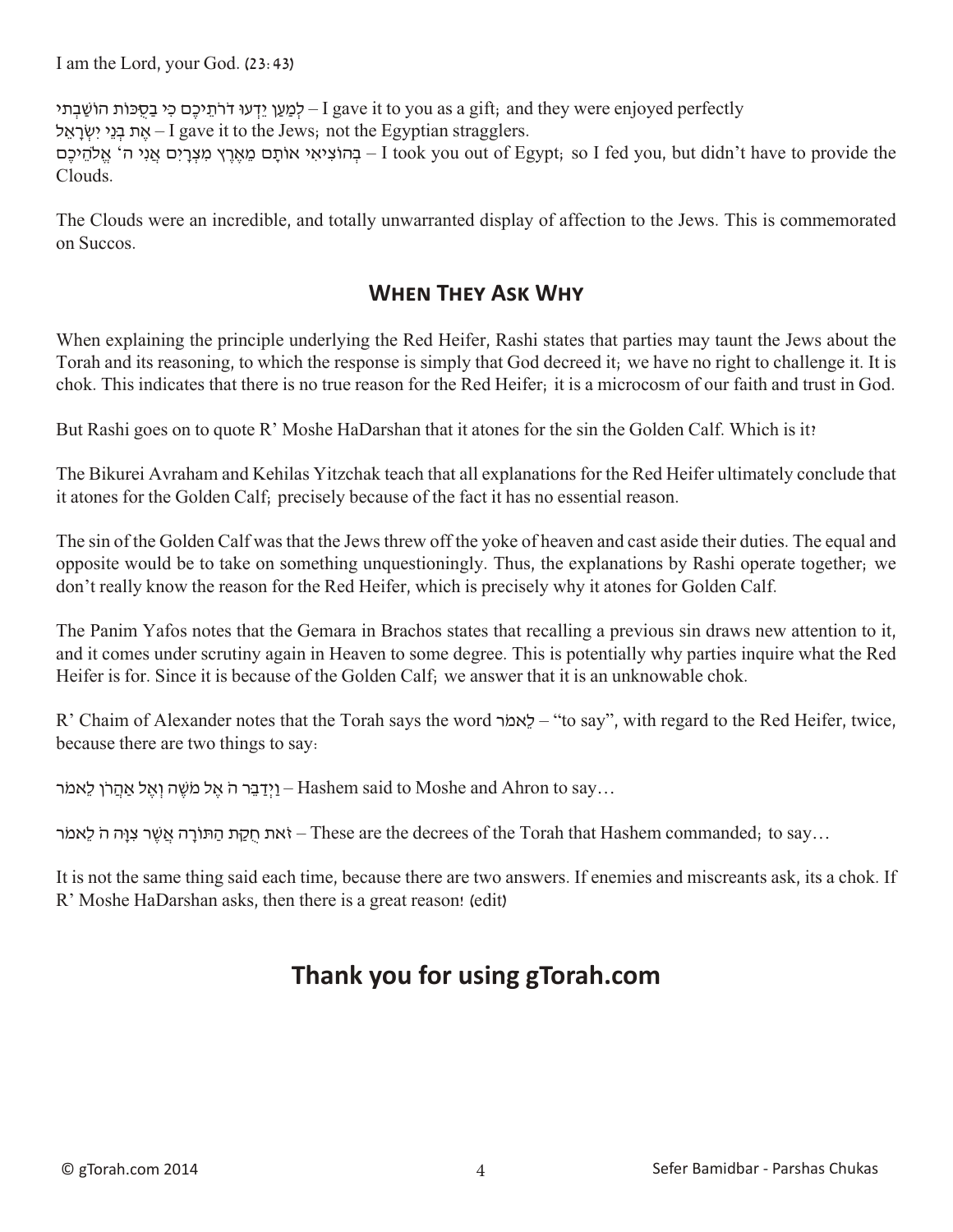I am the Lord, your God. (23:43)

לְמַעַן יֵדְעוּ דֹרֹתֵיכֶם כִּי בַסֻּכּוֹת הוֹשַׁבְתִּי – I gave it to you as a gift; and they were enjoyed perfectly
אֶת בְּנֵי יִשְׂרָאֵל – I gave it to the Jews; not the Egyptian stragglers.
בְּהוֹצִיאִי אוֹתָם מֵאֶרֶץ מִצְרָיִם אֲנִי ה' אֱלֹהֵיכֶם – I took you out of Egypt; so I fed you, but didn't have to provide the Clouds.

The Clouds were an incredible, and totally unwarranted display of affection to the Jews. This is commemorated on Succos.

## When They Ask Why

When explaining the principle underlying the Red Heifer, Rashi states that parties may taunt the Jews about the Torah and its reasoning, to which the response is simply that God decreed it; we have no right to challenge it. It is chok. This indicates that there is no true reason for the Red Heifer; it is a microcosm of our faith and trust in God.

But Rashi goes on to quote R' Moshe HaDarshan that it atones for the sin the Golden Calf. Which is it?

The Bikurei Avraham and Kehilas Yitzchak teach that all explanations for the Red Heifer ultimately conclude that it atones for the Golden Calf; precisely because of the fact it has no essential reason.

The sin of the Golden Calf was that the Jews threw off the yoke of heaven and cast aside their duties. The equal and opposite would be to take on something unquestioningly. Thus, the explanations by Rashi operate together; we don't really know the reason for the Red Heifer, which is precisely why it atones for Golden Calf.

The Panim Yafos notes that the Gemara in Brachos states that recalling a previous sin draws new attention to it, and it comes under scrutiny again in Heaven to some degree. This is potentially why parties inquire what the Red Heifer is for. Since it is because of the Golden Calf; we answer that it is an unknowable chok.

R' Chaim of Alexander notes that the Torah says the word לֵאמֹר – "to say", with regard to the Red Heifer, twice, because there are two things to say:

וַיְדַבֵּר ה' אֶל מֹשֶׁה וְאֶל אַהֲרֹן לֵאמֹר – Hashem said to Moshe and Ahron to say…

זֹאת חֻקַּת הַתּוֹרָה אֲשֶׁר צִוָּה ה' לֵאמֹר – These are the decrees of the Torah that Hashem commanded; to say…

It is not the same thing said each time, because there are two answers. If enemies and miscreants ask, its a chok. If R' Moshe HaDarshan asks, then there is a great reason! (edit)

## Thank you for using gTorah.com